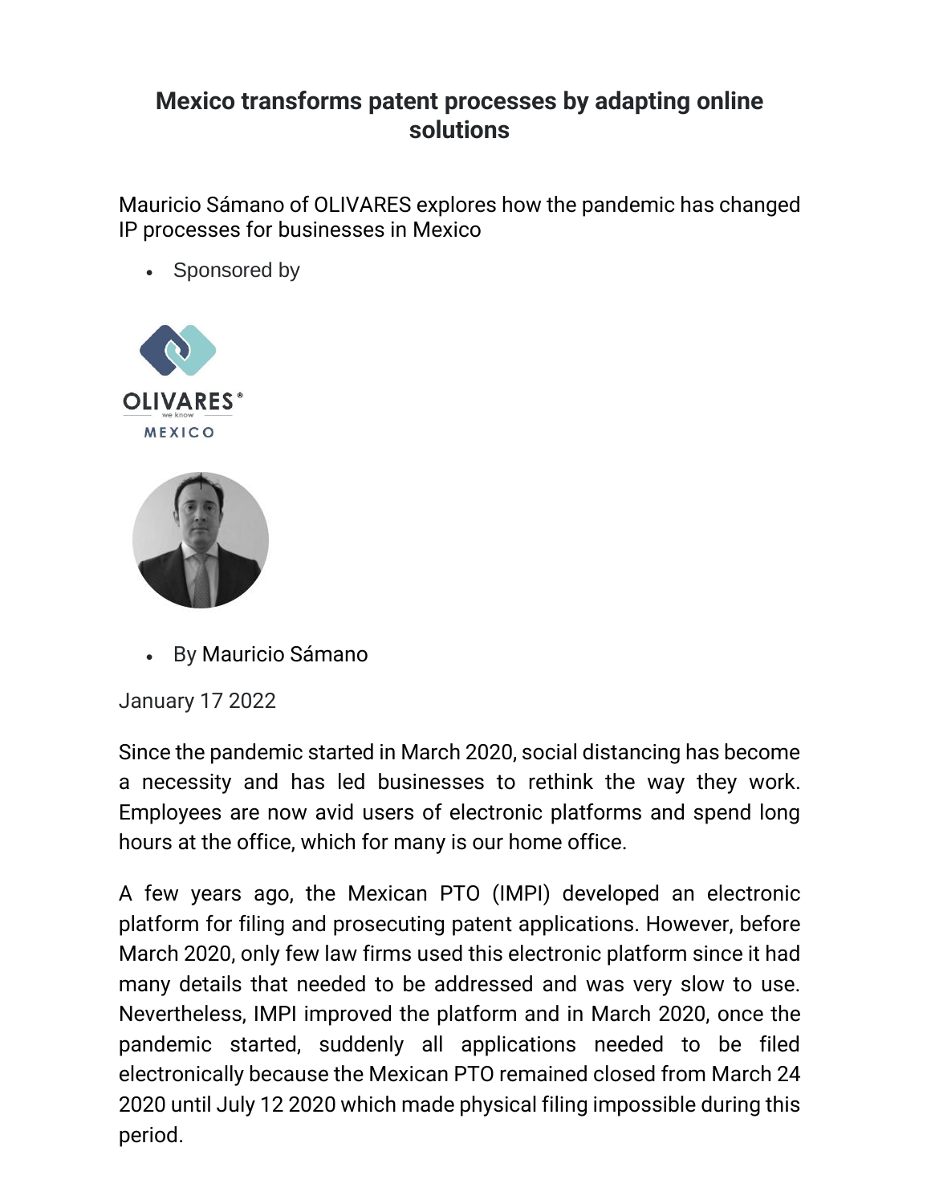# Mexico transforms patent processes by adapting online solutions

Mauricio Sámano of OLIVARES explores how the pandemic has changed IP processes for businesses in Mexico

- Sponsored by

- By Mauricio Sámano

January 17 2022

Since the pandemic started in March 2020, social distancing has become a necessity and has led businesses to rethink the way they work. Employees are now avid users of electronic platforms and spend long hours at the office, which for many is our home office.

A few years ago, the Mexican PTO (IMPI) developed an electronic platform for filing and prosecuting patent applications. However, before March 2020, only few law firms used this electronic platform since it had many details that needed to be addressed and was very slow to use. Nevertheless, IMPI improved the platform and in March 2020, once the pandemic started, suddenly all applications needed to be filed electronically because the Mexican PTO remained closed from March 24 2020 until July 12 2020 which made physical filing impossible during this period.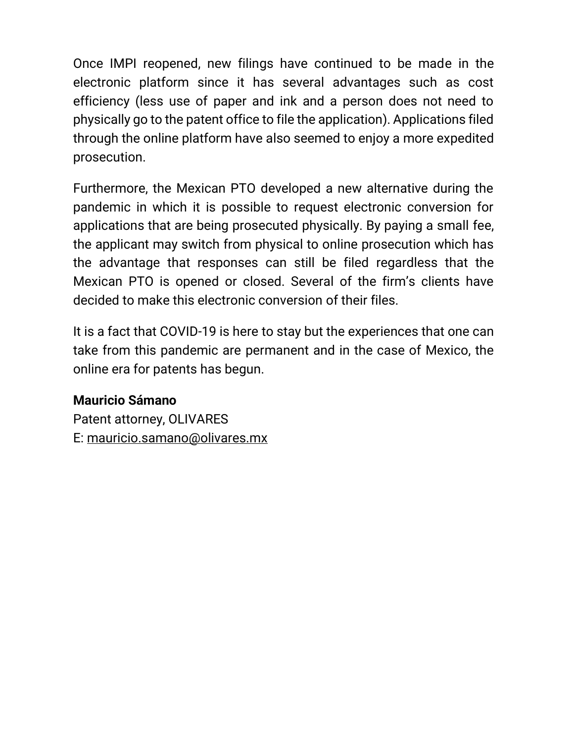Once IMPI reopened, new filings have continued to be made in the electronic platform since it has several advantages such as cost efficiency (less use of paper and ink and a person does not need to physically go to the patent office to file the application). Applications filed through the online platform have also seemed to enjoy a more expedited prosecution.

Furthermore, the Mexican PTO developed a new alternative during the pandemic in which it is possible to request electronic conversion for applications that are being prosecuted physically. By paying a small fee, the applicant may switch from physical to online prosecution which has the advantage that responses can still be filed regardless that the Mexican PTO is opened or closed. Several of the firm's clients have decided to make this electronic conversion of their files.

It is a fact that COVID-19 is here to stay but the experiences that one can take from this pandemic are permanent and in the case of Mexico, the online era for patents has begun.

**Mauricio Sámano**
Patent attorney, OLIVARES
E: mauricio.samano@olivares.mx